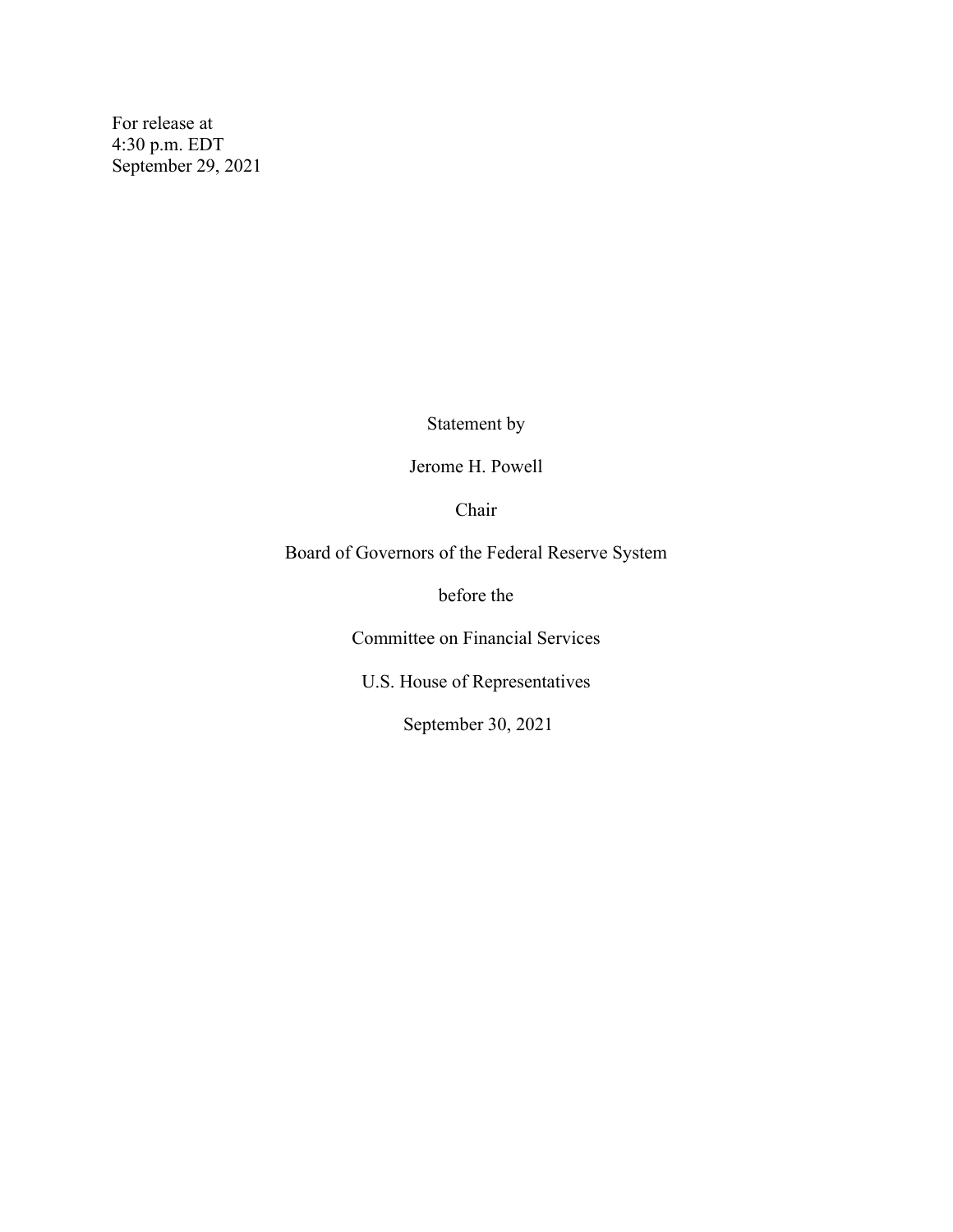For release at
4:30 p.m. EDT
September 29, 2021

Statement by

Jerome H. Powell

Chair

Board of Governors of the Federal Reserve System

before the

Committee on Financial Services

U.S. House of Representatives

September 30, 2021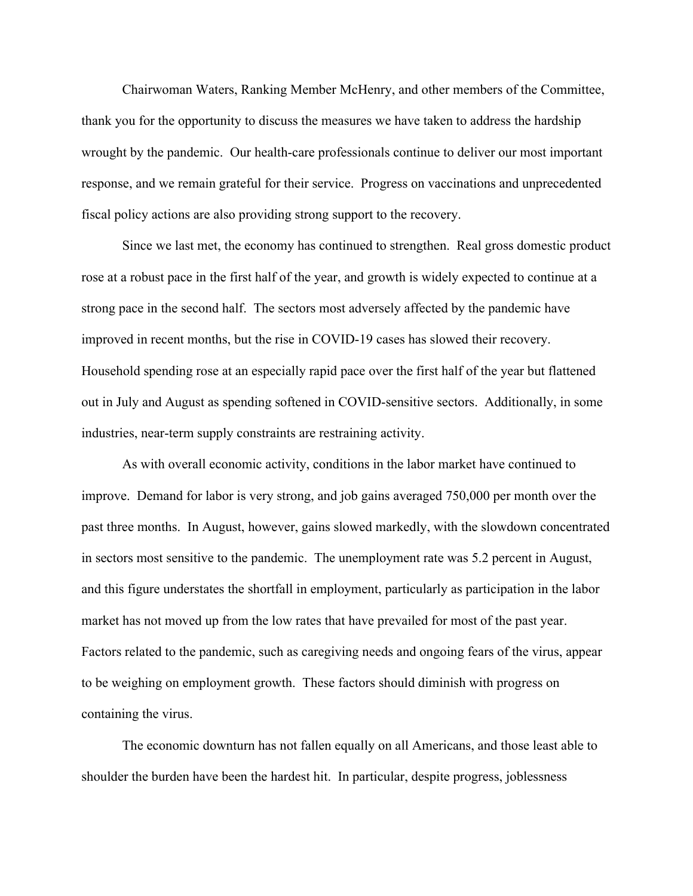Chairwoman Waters, Ranking Member McHenry, and other members of the Committee, thank you for the opportunity to discuss the measures we have taken to address the hardship wrought by the pandemic. Our health-care professionals continue to deliver our most important response, and we remain grateful for their service. Progress on vaccinations and unprecedented fiscal policy actions are also providing strong support to the recovery.

Since we last met, the economy has continued to strengthen. Real gross domestic product rose at a robust pace in the first half of the year, and growth is widely expected to continue at a strong pace in the second half. The sectors most adversely affected by the pandemic have improved in recent months, but the rise in COVID-19 cases has slowed their recovery. Household spending rose at an especially rapid pace over the first half of the year but flattened out in July and August as spending softened in COVID-sensitive sectors. Additionally, in some industries, near-term supply constraints are restraining activity.

As with overall economic activity, conditions in the labor market have continued to improve. Demand for labor is very strong, and job gains averaged 750,000 per month over the past three months. In August, however, gains slowed markedly, with the slowdown concentrated in sectors most sensitive to the pandemic. The unemployment rate was 5.2 percent in August, and this figure understates the shortfall in employment, particularly as participation in the labor market has not moved up from the low rates that have prevailed for most of the past year. Factors related to the pandemic, such as caregiving needs and ongoing fears of the virus, appear to be weighing on employment growth. These factors should diminish with progress on containing the virus.

The economic downturn has not fallen equally on all Americans, and those least able to shoulder the burden have been the hardest hit. In particular, despite progress, joblessness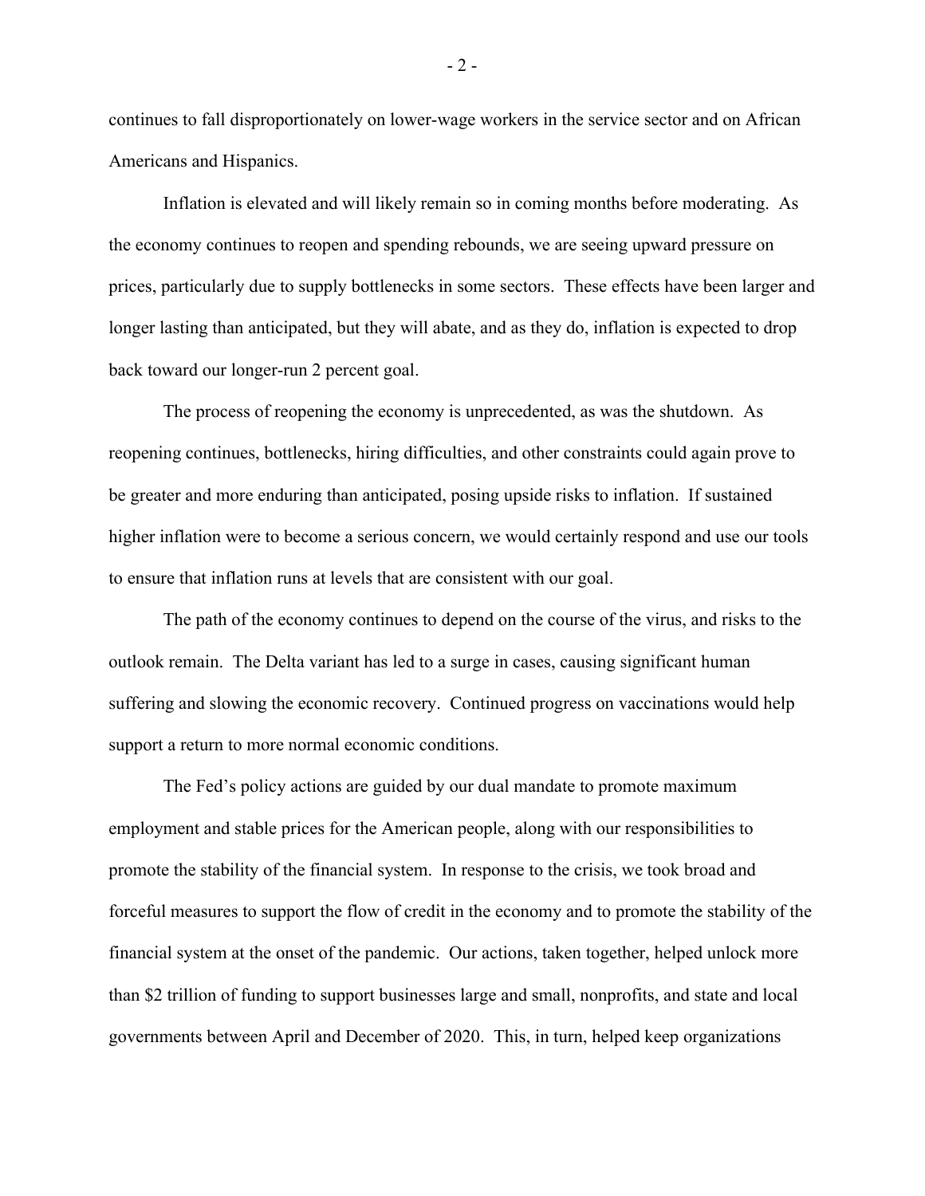continues to fall disproportionately on lower-wage workers in the service sector and on African Americans and Hispanics.

Inflation is elevated and will likely remain so in coming months before moderating. As the economy continues to reopen and spending rebounds, we are seeing upward pressure on prices, particularly due to supply bottlenecks in some sectors. These effects have been larger and longer lasting than anticipated, but they will abate, and as they do, inflation is expected to drop back toward our longer-run 2 percent goal.

The process of reopening the economy is unprecedented, as was the shutdown. As reopening continues, bottlenecks, hiring difficulties, and other constraints could again prove to be greater and more enduring than anticipated, posing upside risks to inflation. If sustained higher inflation were to become a serious concern, we would certainly respond and use our tools to ensure that inflation runs at levels that are consistent with our goal.

The path of the economy continues to depend on the course of the virus, and risks to the outlook remain. The Delta variant has led to a surge in cases, causing significant human suffering and slowing the economic recovery. Continued progress on vaccinations would help support a return to more normal economic conditions.

The Fed's policy actions are guided by our dual mandate to promote maximum employment and stable prices for the American people, along with our responsibilities to promote the stability of the financial system. In response to the crisis, we took broad and forceful measures to support the flow of credit in the economy and to promote the stability of the financial system at the onset of the pandemic. Our actions, taken together, helped unlock more than $2 trillion of funding to support businesses large and small, nonprofits, and state and local governments between April and December of 2020. This, in turn, helped keep organizations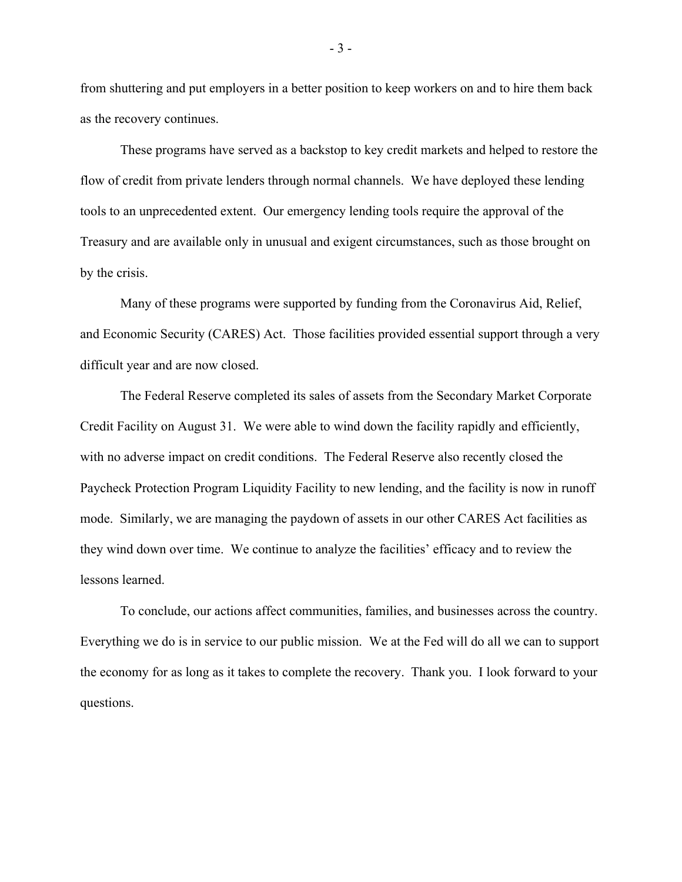from shuttering and put employers in a better position to keep workers on and to hire them back as the recovery continues.

These programs have served as a backstop to key credit markets and helped to restore the flow of credit from private lenders through normal channels. We have deployed these lending tools to an unprecedented extent. Our emergency lending tools require the approval of the Treasury and are available only in unusual and exigent circumstances, such as those brought on by the crisis.

Many of these programs were supported by funding from the Coronavirus Aid, Relief, and Economic Security (CARES) Act. Those facilities provided essential support through a very difficult year and are now closed.

The Federal Reserve completed its sales of assets from the Secondary Market Corporate Credit Facility on August 31. We were able to wind down the facility rapidly and efficiently, with no adverse impact on credit conditions. The Federal Reserve also recently closed the Paycheck Protection Program Liquidity Facility to new lending, and the facility is now in runoff mode. Similarly, we are managing the paydown of assets in our other CARES Act facilities as they wind down over time. We continue to analyze the facilities' efficacy and to review the lessons learned.

To conclude, our actions affect communities, families, and businesses across the country. Everything we do is in service to our public mission. We at the Fed will do all we can to support the economy for as long as it takes to complete the recovery. Thank you. I look forward to your questions.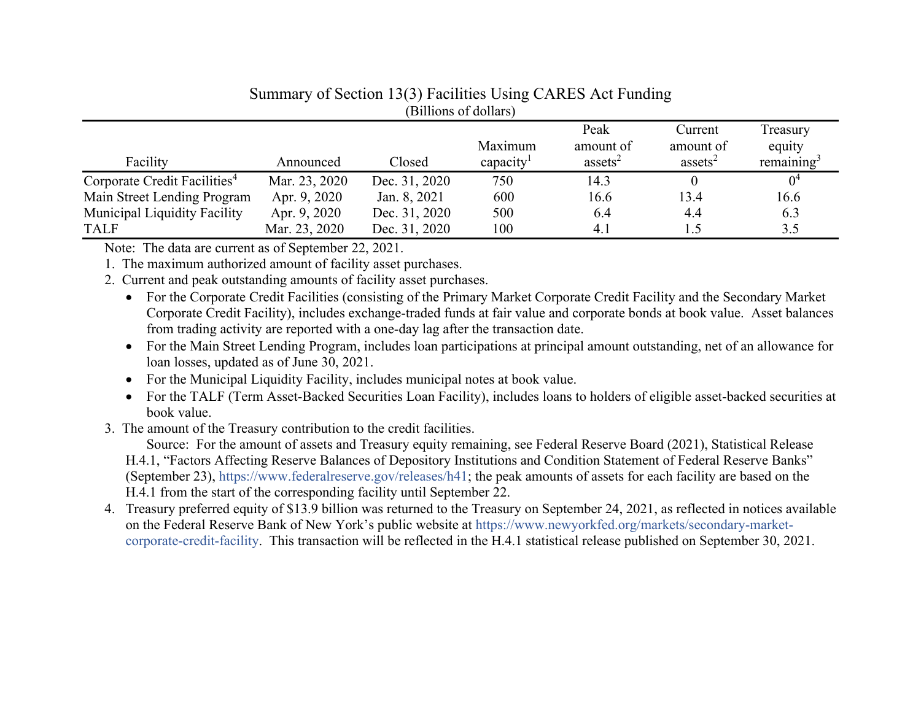Summary of Section 13(3) Facilities Using CARES Act Funding
(Billions of dollars)

| Facility | Announced | Closed | Maximum capacity[1] | Peak amount of assets[2] | Current amount of assets[2] | Treasury equity remaining[3] |
|---|---|---|---|---|---|---|
| Corporate Credit Facilities[4] | Mar. 23, 2020 | Dec. 31, 2020 | 750 | 14.3 | 0 | 0[4] |
| Main Street Lending Program | Apr. 9, 2020 | Jan. 8, 2021 | 600 | 16.6 | 13.4 | 16.6 |
| Municipal Liquidity Facility | Apr. 9, 2020 | Dec. 31, 2020 | 500 | 6.4 | 4.4 | 6.3 |
| TALF | Mar. 23, 2020 | Dec. 31, 2020 | 100 | 4.1 | 1.5 | 3.5 |

Note: The data are current as of September 22, 2021.

1. The maximum authorized amount of facility asset purchases.
2. Current and peak outstanding amounts of facility asset purchases.
   - For the Corporate Credit Facilities (consisting of the Primary Market Corporate Credit Facility and the Secondary Market Corporate Credit Facility), includes exchange-traded funds at fair value and corporate bonds at book value. Asset balances from trading activity are reported with a one-day lag after the transaction date.
   - For the Main Street Lending Program, includes loan participations at principal amount outstanding, net of an allowance for loan losses, updated as of June 30, 2021.
   - For the Municipal Liquidity Facility, includes municipal notes at book value.
   - For the TALF (Term Asset-Backed Securities Loan Facility), includes loans to holders of eligible asset-backed securities at book value.
3. The amount of the Treasury contribution to the credit facilities.

   Source: For the amount of assets and Treasury equity remaining, see Federal Reserve Board (2021), Statistical Release H.4.1, "Factors Affecting Reserve Balances of Depository Institutions and Condition Statement of Federal Reserve Banks" (September 23), https://www.federalreserve.gov/releases/h41; the peak amounts of assets for each facility are based on the H.4.1 from the start of the corresponding facility until September 22.
4. Treasury preferred equity of $13.9 billion was returned to the Treasury on September 24, 2021, as reflected in notices available on the Federal Reserve Bank of New York's public website at https://www.newyorkfed.org/markets/secondary-market-corporate-credit-facility. This transaction will be reflected in the H.4.1 statistical release published on September 30, 2021.